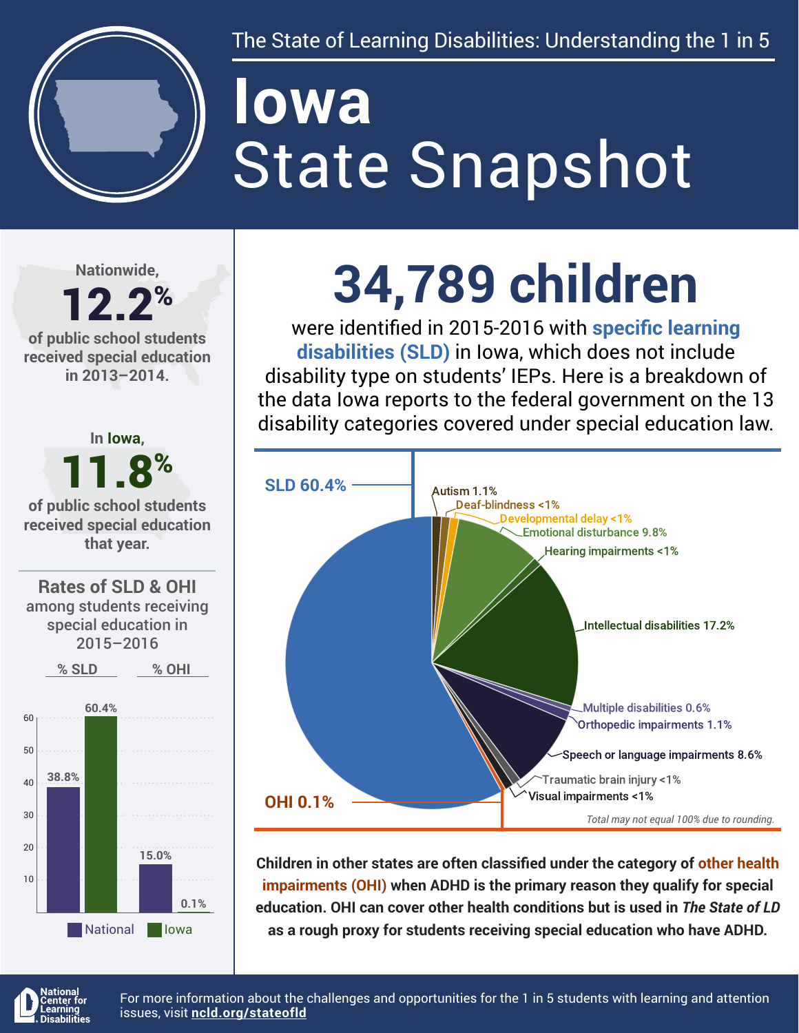The State of Learning Disabilities: Understanding the 1 in 5

# Iowa State Snapshot

Nationwide, **12.2%** of public school students received special education in 2013–2014.

In **Iowa**, **11.8%** of public school students received special education that year.

## Rates of SLD & OHI among students receiving special education in 2015–2016

| | National | Iowa |
|---|---|---|
| % SLD | 38.8% | 60.4% |
| % OHI | 15.0% | 0.1% |

# 34,789 children

were identified in 2015-2016 with **specific learning disabilities (SLD)** in Iowa, which does not include disability type on students' IEPs. Here is a breakdown of the data Iowa reports to the federal government on the 13 disability categories covered under special education law.

| Disability category | Percent |
|---|---|
| SLD | 60.4% |
| Autism | 1.1% |
| Deaf-blindness | <1% |
| Developmental delay | <1% |
| Emotional disturbance | 9.8% |
| Hearing impairments | <1% |
| Intellectual disabilities | 17.2% |
| Multiple disabilities | 0.6% |
| Orthopedic impairments | 1.1% |
| Speech or language impairments | 8.6% |
| Traumatic brain injury | <1% |
| Visual impairments | <1% |
| OHI | 0.1% |

*Total may not equal 100% due to rounding.*

**Children in other states are often classified under the category of other health impairments (OHI) when ADHD is the primary reason they qualify for special education. OHI can cover other health conditions but is used in *The State of LD* as a rough proxy for students receiving special education who have ADHD.**

National Center for Learning Disabilities

For more information about the challenges and opportunities for the 1 in 5 students with learning and attention issues, visit **ncld.org/stateofld**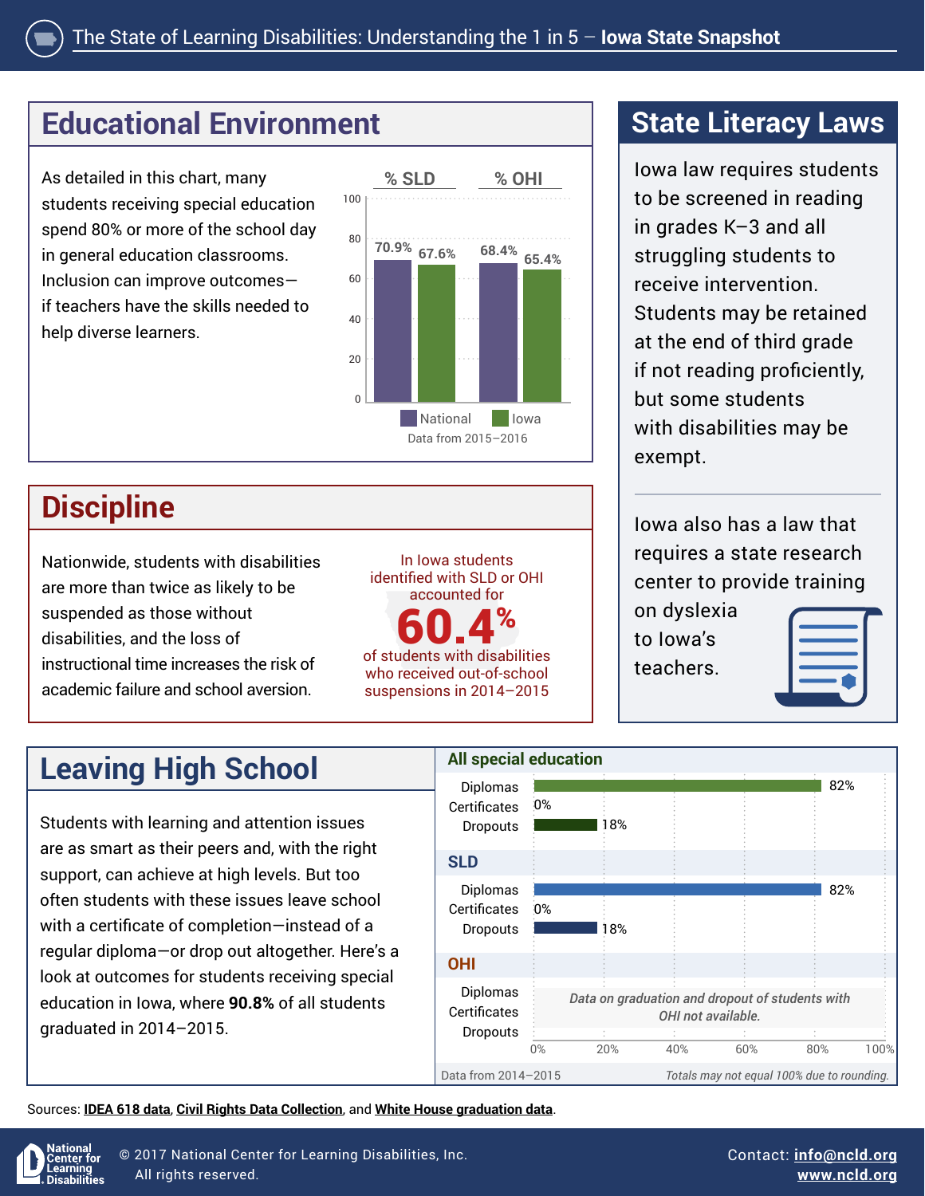# The State of Learning Disabilities: Understanding the 1 in 5 – **Iowa State Snapshot**

## Educational Environment

As detailed in this chart, many students receiving special education spend 80% or more of the school day in general education classrooms. Inclusion can improve outcomes—if teachers have the skills needed to help diverse learners.

% SLD
% OHI
100
80
60
40
20
0
70.9%
67.6%
68.4%
65.4%
National
Iowa
Data from 2015–2016

## State Literacy Laws

Iowa law requires students to be screened in reading in grades K–3 and all struggling students to receive intervention. Students may be retained at the end of third grade if not reading proficiently, but some students with disabilities may be exempt.

Iowa also has a law that requires a state research center to provide training on dyslexia to Iowa's teachers.

## Discipline

Nationwide, students with disabilities are more than twice as likely to be suspended as those without disabilities, and the loss of instructional time increases the risk of academic failure and school aversion.

In Iowa students identified with SLD or OHI accounted for **60.4%** of students with disabilities who received out-of-school suspensions in 2014–2015

## Leaving High School

Students with learning and attention issues are as smart as their peers and, with the right support, can achieve at high levels. But too often students with these issues leave school with a certificate of completion—instead of a regular diploma—or drop out altogether. Here's a look at outcomes for students receiving special education in Iowa, where **90.8%** of all students graduated in 2014–2015.

**All special education**
Diplomas 82%
Certificates 0%
Dropouts 18%

**SLD**
Diplomas 82%
Certificates 0%
Dropouts 18%

**OHI**
Diplomas
Certificates
Dropouts
*Data on graduation and dropout of students with OHI not available.*

0% 20% 40% 60% 80% 100%

Data from 2014–2015
*Totals may not equal 100% due to rounding.*

Sources: **IDEA 618 data**, **Civil Rights Data Collection**, and **White House graduation data**.

© 2017 National Center for Learning Disabilities, Inc. All rights reserved.

Contact: **info@ncld.org** **www.ncld.org**